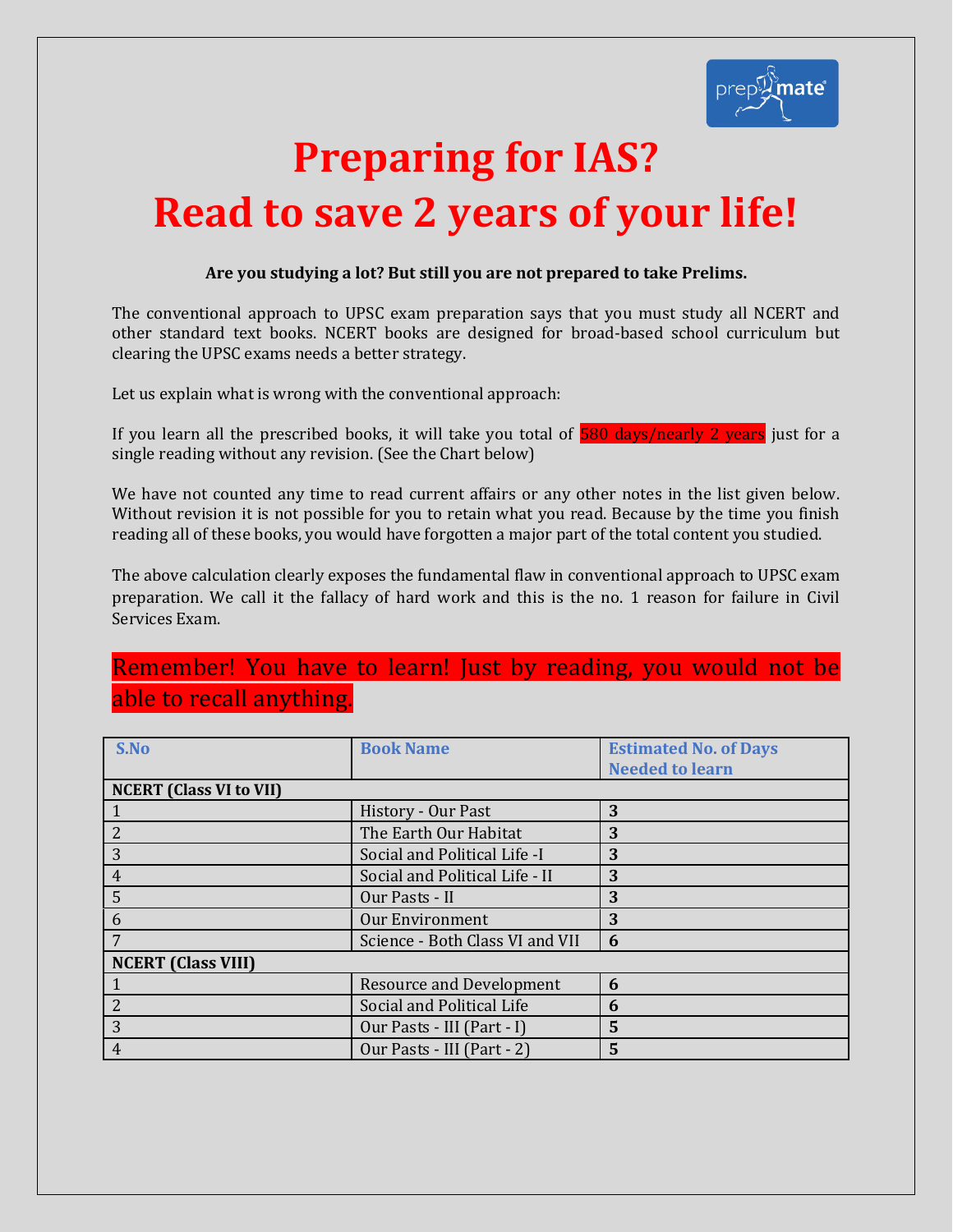# Preparing for IAS?
# Read to save 2 years of your life!

**Are you studying a lot? But still you are not prepared to take Prelims.**

The conventional approach to UPSC exam preparation says that you must study all NCERT and other standard text books. NCERT books are designed for broad-based school curriculum but clearing the UPSC exams needs a better strategy.

Let us explain what is wrong with the conventional approach:

If you learn all the prescribed books, it will take you total of 580 days/nearly 2 years just for a single reading without any revision. (See the Chart below)

We have not counted any time to read current affairs or any other notes in the list given below. Without revision it is not possible for you to retain what you read. Because by the time you finish reading all of these books, you would have forgotten a major part of the total content you studied.

The above calculation clearly exposes the fundamental flaw in conventional approach to UPSC exam preparation. We call it the fallacy of hard work and this is the no. 1 reason for failure in Civil Services Exam.

Remember! You have to learn! Just by reading, you would not be able to recall anything.

| S.No | Book Name | Estimated No. of Days Needed to learn |
|---|---|---|
| **NCERT (Class VI to VII)** | | |
| 1 | History - Our Past | **3** |
| 2 | The Earth Our Habitat | **3** |
| 3 | Social and Political Life -I | **3** |
| 4 | Social and Political Life - II | **3** |
| 5 | Our Pasts - II | **3** |
| 6 | Our Environment | **3** |
| 7 | Science - Both Class VI and VII | **6** |
| **NCERT (Class VIII)** | | |
| 1 | Resource and Development | **6** |
| 2 | Social and Political Life | **6** |
| 3 | Our Pasts - III (Part - I) | **5** |
| 4 | Our Pasts - III (Part - 2) | **5** |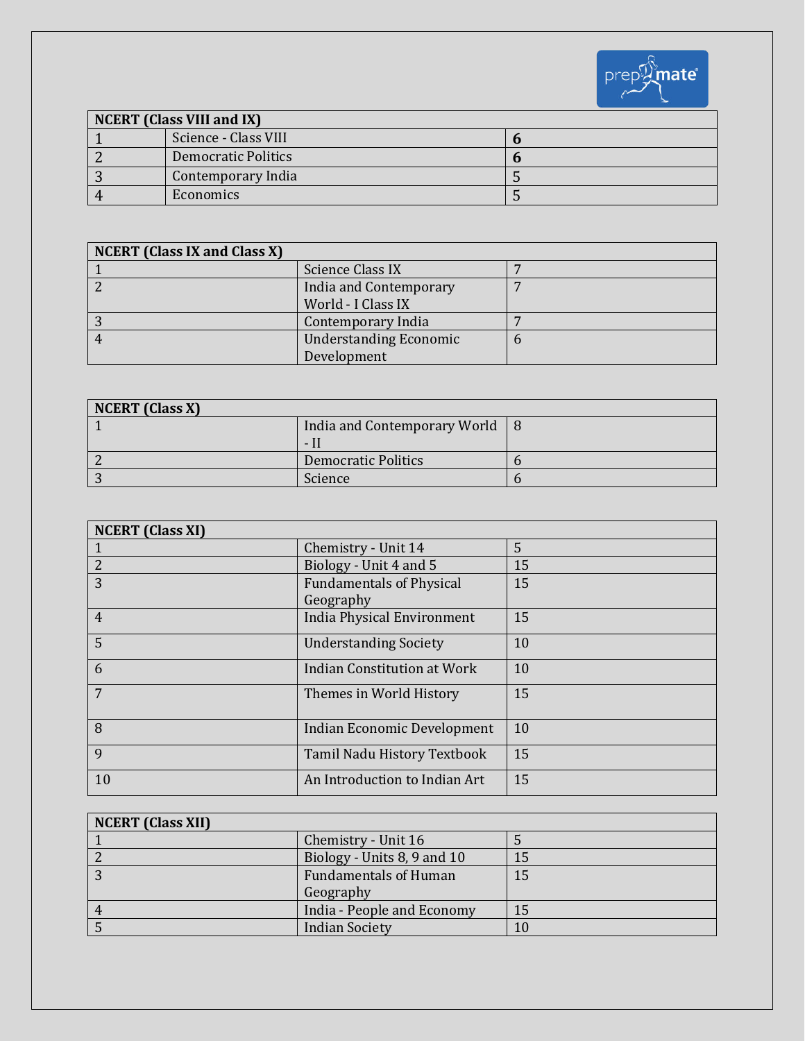| NCERT (Class VIII and IX) | | |
|---|---|---|
| 1 | Science - Class VIII | **6** |
| 2 | Democratic Politics | **6** |
| 3 | Contemporary India | 5 |
| 4 | Economics | 5 |

| NCERT (Class IX and Class X) | | |
|---|---|---|
| 1 | Science Class IX | 7 |
| 2 | India and Contemporary World - I Class IX | 7 |
| 3 | Contemporary India | 7 |
| 4 | Understanding Economic Development | 6 |

| NCERT (Class X) | | |
|---|---|---|
| 1 | India and Contemporary World - II | 8 |
| 2 | Democratic Politics | 6 |
| 3 | Science | 6 |

| NCERT (Class XI) | | |
|---|---|---|
| 1 | Chemistry - Unit 14 | 5 |
| 2 | Biology - Unit 4 and 5 | 15 |
| 3 | Fundamentals of Physical Geography | 15 |
| 4 | India Physical Environment | 15 |
| 5 | Understanding Society | 10 |
| 6 | Indian Constitution at Work | 10 |
| 7 | Themes in World History | 15 |
| 8 | Indian Economic Development | 10 |
| 9 | Tamil Nadu History Textbook | 15 |
| 10 | An Introduction to Indian Art | 15 |

| NCERT (Class XII) | | |
|---|---|---|
| 1 | Chemistry - Unit 16 | 5 |
| 2 | Biology - Units 8, 9 and 10 | 15 |
| 3 | Fundamentals of Human Geography | 15 |
| 4 | India - People and Economy | 15 |
| 5 | Indian Society | 10 |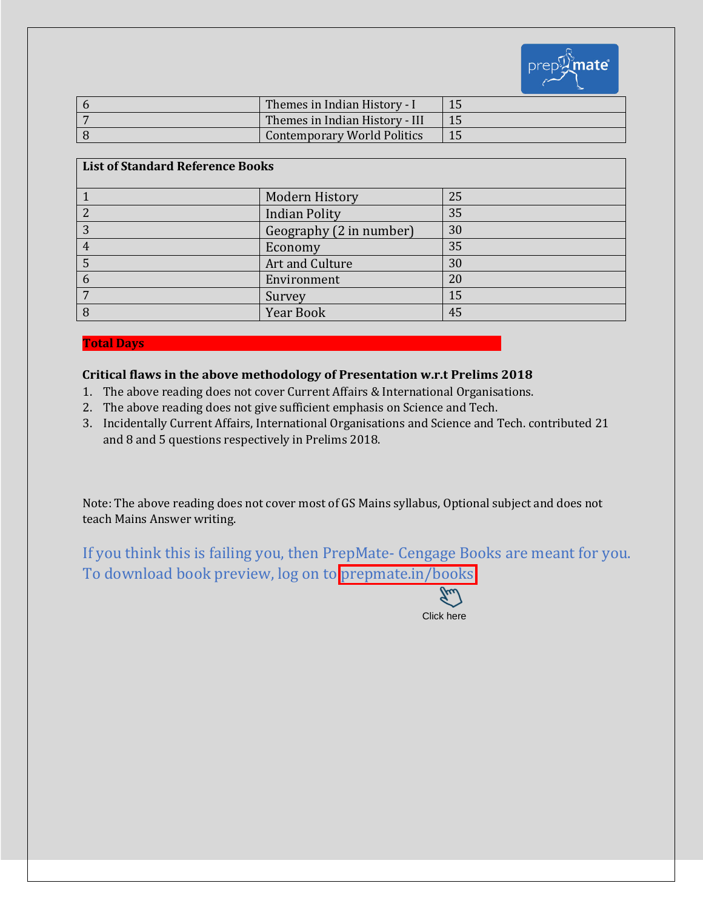| | | |
|---|---|---|
| 6 | Themes in Indian History - I | 15 |
| 7 | Themes in Indian History - III | 15 |
| 8 | Contemporary World Politics | 15 |

| **List of Standard Reference Books** | | |
|---|---|---|
| 1 | Modern History | 25 |
| 2 | Indian Polity | 35 |
| 3 | Geography (2 in number) | 30 |
| 4 | Economy | 35 |
| 5 | Art and Culture | 30 |
| 6 | Environment | 20 |
| 7 | Survey | 15 |
| 8 | Year Book | 45 |

**Total Days**

**Critical flaws in the above methodology of Presentation w.r.t Prelims 2018**

1. The above reading does not cover Current Affairs & International Organisations.
2. The above reading does not give sufficient emphasis on Science and Tech.
3. Incidentally Current Affairs, International Organisations and Science and Tech. contributed 21 and 8 and 5 questions respectively in Prelims 2018.

Note: The above reading does not cover most of GS Mains syllabus, Optional subject and does not teach Mains Answer writing.

If you think this is failing you, then PrepMate- Cengage Books are meant for you. To download book preview, log on to prepmate.in/books

Click here